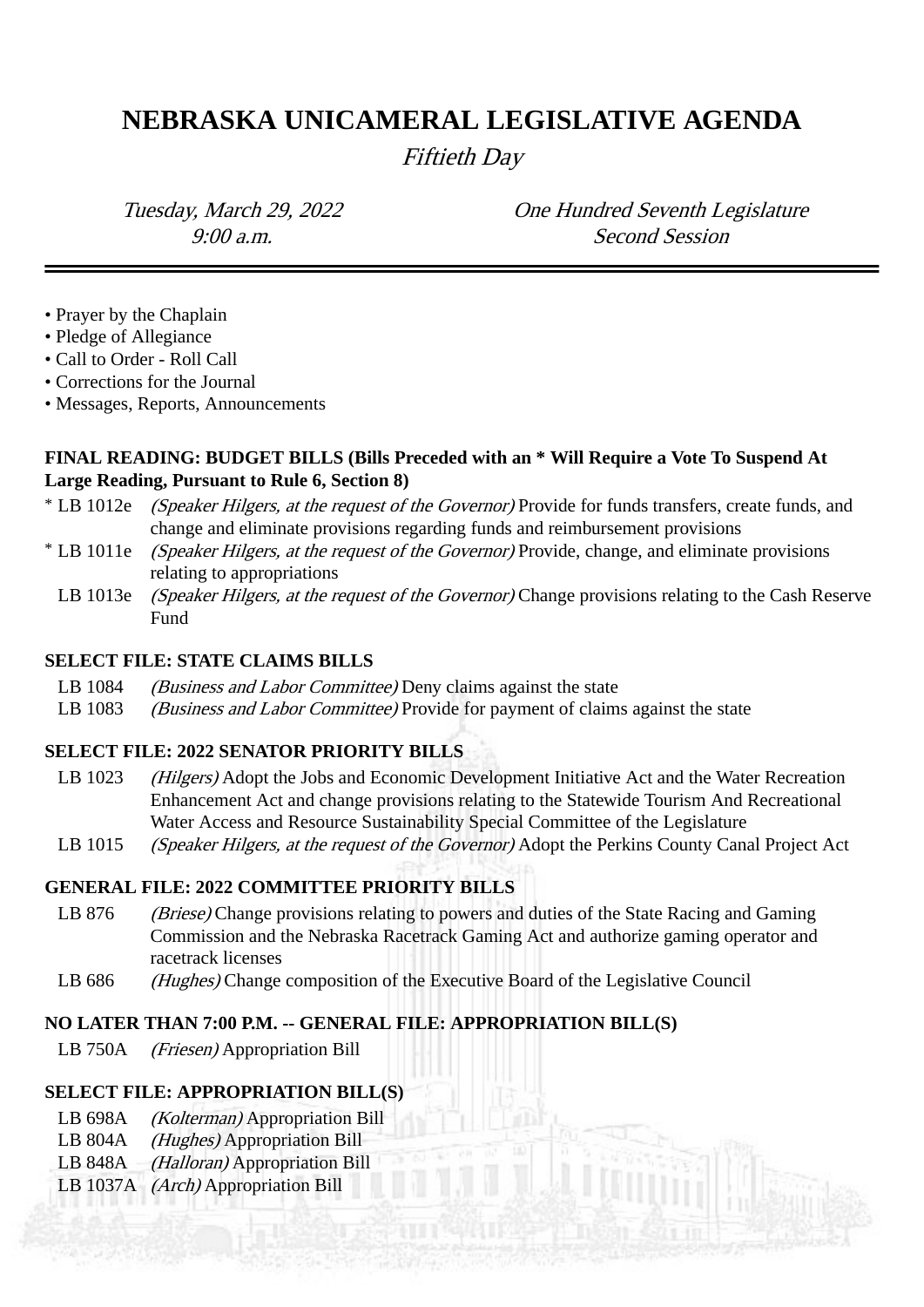# NEBRASKA UNICAMERAL LEGISLATIVE AGENDA

*Fiftieth Day*

*Tuesday, March 29, 2022*
*9:00 a.m.*

*One Hundred Seventh Legislature*
*Second Session*

---

- Prayer by the Chaplain
- Pledge of Allegiance
- Call to Order - Roll Call
- Corrections for the Journal
- Messages, Reports, Announcements

**FINAL READING: BUDGET BILLS (Bills Preceded with an * Will Require a Vote To Suspend At Large Reading, Pursuant to Rule 6, Section 8)**

- * LB 1012e *(Speaker Hilgers, at the request of the Governor)* Provide for funds transfers, create funds, and change and eliminate provisions regarding funds and reimbursement provisions
- * LB 1011e *(Speaker Hilgers, at the request of the Governor)* Provide, change, and eliminate provisions relating to appropriations
- LB 1013e *(Speaker Hilgers, at the request of the Governor)* Change provisions relating to the Cash Reserve Fund

**SELECT FILE: STATE CLAIMS BILLS**

- LB 1084 *(Business and Labor Committee)* Deny claims against the state
- LB 1083 *(Business and Labor Committee)* Provide for payment of claims against the state

**SELECT FILE: 2022 SENATOR PRIORITY BILLS**

- LB 1023 *(Hilgers)* Adopt the Jobs and Economic Development Initiative Act and the Water Recreation Enhancement Act and change provisions relating to the Statewide Tourism And Recreational Water Access and Resource Sustainability Special Committee of the Legislature
- LB 1015 *(Speaker Hilgers, at the request of the Governor)* Adopt the Perkins County Canal Project Act

**GENERAL FILE: 2022 COMMITTEE PRIORITY BILLS**

- LB 876 *(Briese)* Change provisions relating to powers and duties of the State Racing and Gaming Commission and the Nebraska Racetrack Gaming Act and authorize gaming operator and racetrack licenses
- LB 686 *(Hughes)* Change composition of the Executive Board of the Legislative Council

**NO LATER THAN 7:00 P.M. -- GENERAL FILE: APPROPRIATION BILL(S)**

- LB 750A *(Friesen)* Appropriation Bill

**SELECT FILE: APPROPRIATION BILL(S)**

- LB 698A *(Kolterman)* Appropriation Bill
- LB 804A *(Hughes)* Appropriation Bill
- LB 848A *(Halloran)* Appropriation Bill
- LB 1037A *(Arch)* Appropriation Bill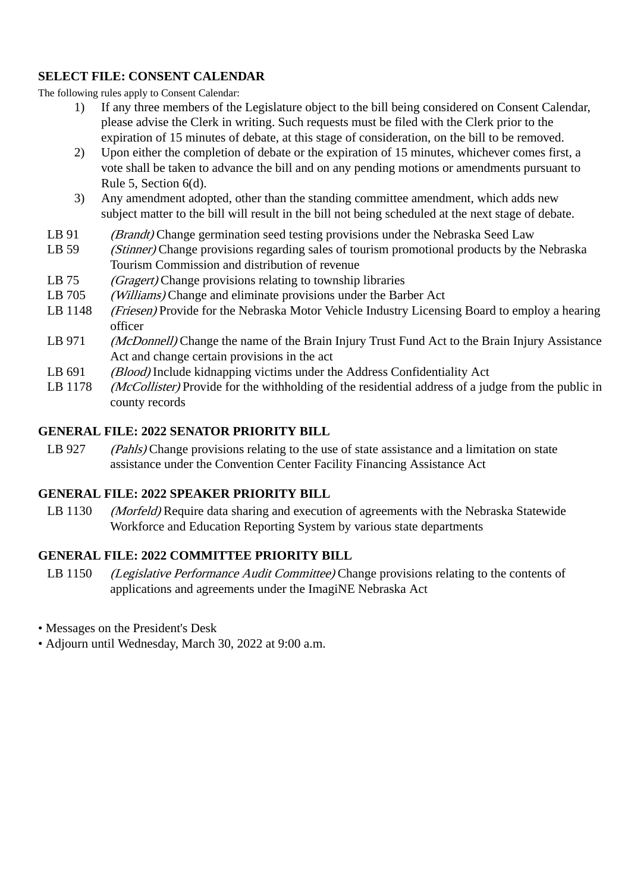**SELECT FILE: CONSENT CALENDAR**

The following rules apply to Consent Calendar:

1) If any three members of the Legislature object to the bill being considered on Consent Calendar, please advise the Clerk in writing. Such requests must be filed with the Clerk prior to the expiration of 15 minutes of debate, at this stage of consideration, on the bill to be removed.
2) Upon either the completion of debate or the expiration of 15 minutes, whichever comes first, a vote shall be taken to advance the bill and on any pending motions or amendments pursuant to Rule 5, Section 6(d).
3) Any amendment adopted, other than the standing committee amendment, which adds new subject matter to the bill will result in the bill not being scheduled at the next stage of debate.

| | |
|---|---|
| LB 91 | *(Brandt)* Change germination seed testing provisions under the Nebraska Seed Law |
| LB 59 | *(Stinner)* Change provisions regarding sales of tourism promotional products by the Nebraska Tourism Commission and distribution of revenue |
| LB 75 | *(Gragert)* Change provisions relating to township libraries |
| LB 705 | *(Williams)* Change and eliminate provisions under the Barber Act |
| LB 1148 | *(Friesen)* Provide for the Nebraska Motor Vehicle Industry Licensing Board to employ a hearing officer |
| LB 971 | *(McDonnell)* Change the name of the Brain Injury Trust Fund Act to the Brain Injury Assistance Act and change certain provisions in the act |
| LB 691 | *(Blood)* Include kidnapping victims under the Address Confidentiality Act |
| LB 1178 | *(McCollister)* Provide for the withholding of the residential address of a judge from the public in county records |

**GENERAL FILE: 2022 SENATOR PRIORITY BILL**

| | |
|---|---|
| LB 927 | *(Pahls)* Change provisions relating to the use of state assistance and a limitation on state assistance under the Convention Center Facility Financing Assistance Act |

**GENERAL FILE: 2022 SPEAKER PRIORITY BILL**

| | |
|---|---|
| LB 1130 | *(Morfeld)* Require data sharing and execution of agreements with the Nebraska Statewide Workforce and Education Reporting System by various state departments |

**GENERAL FILE: 2022 COMMITTEE PRIORITY BILL**

| | |
|---|---|
| LB 1150 | *(Legislative Performance Audit Committee)* Change provisions relating to the contents of applications and agreements under the ImagiNE Nebraska Act |

- Messages on the President's Desk
- Adjourn until Wednesday, March 30, 2022 at 9:00 a.m.